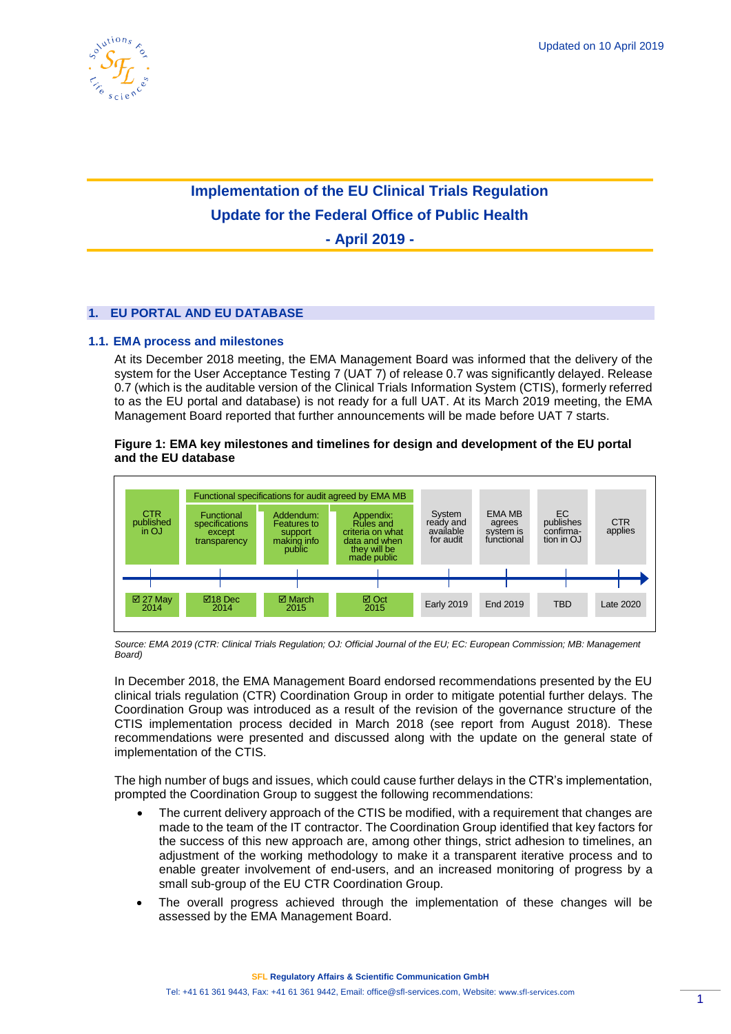Updated on 10 April 2019

# Implementation of the EU Clinical Trials Regulation
## Update for the Federal Office of Public Health
## - April 2019 -

## 1. EU PORTAL AND EU DATABASE

### 1.1. EMA process and milestones

At its December 2018 meeting, the EMA Management Board was informed that the delivery of the system for the User Acceptance Testing 7 (UAT 7) of release 0.7 was significantly delayed. Release 0.7 (which is the auditable version of the Clinical Trials Information System (CTIS), formerly referred to as the EU portal and database) is not ready for a full UAT. At its March 2019 meeting, the EMA Management Board reported that further announcements will be made before UAT 7 starts.

**Figure 1: EMA key milestones and timelines for design and development of the EU portal and the EU database**

| CTR published in OJ | Functional specifications except transparency | Addendum: Features to support making info public | Appendix: Rules and criteria on what data and when they will be made public | System ready and available for audit | EMA MB agrees system is functional | EC publishes confirmation in OJ | CTR applies |
|---|---|---|---|---|---|---|---|
| | Functional specifications for audit agreed by EMA MB | | | | | | |
| ☑ 27 May 2014 | ☑18 Dec 2014 | ☑ March 2015 | ☑ Oct 2015 | Early 2019 | End 2019 | TBD | Late 2020 |

*Source: EMA 2019 (CTR: Clinical Trials Regulation; OJ: Official Journal of the EU; EC: European Commission; MB: Management Board)*

In December 2018, the EMA Management Board endorsed recommendations presented by the EU clinical trials regulation (CTR) Coordination Group in order to mitigate potential further delays. The Coordination Group was introduced as a result of the revision of the governance structure of the CTIS implementation process decided in March 2018 (see report from August 2018). These recommendations were presented and discussed along with the update on the general state of implementation of the CTIS.

The high number of bugs and issues, which could cause further delays in the CTR's implementation, prompted the Coordination Group to suggest the following recommendations:

- The current delivery approach of the CTIS be modified, with a requirement that changes are made to the team of the IT contractor. The Coordination Group identified that key factors for the success of this new approach are, among other things, strict adhesion to timelines, an adjustment of the working methodology to make it a transparent iterative process and to enable greater involvement of end-users, and an increased monitoring of progress by a small sub-group of the EU CTR Coordination Group.
- The overall progress achieved through the implementation of these changes will be assessed by the EMA Management Board.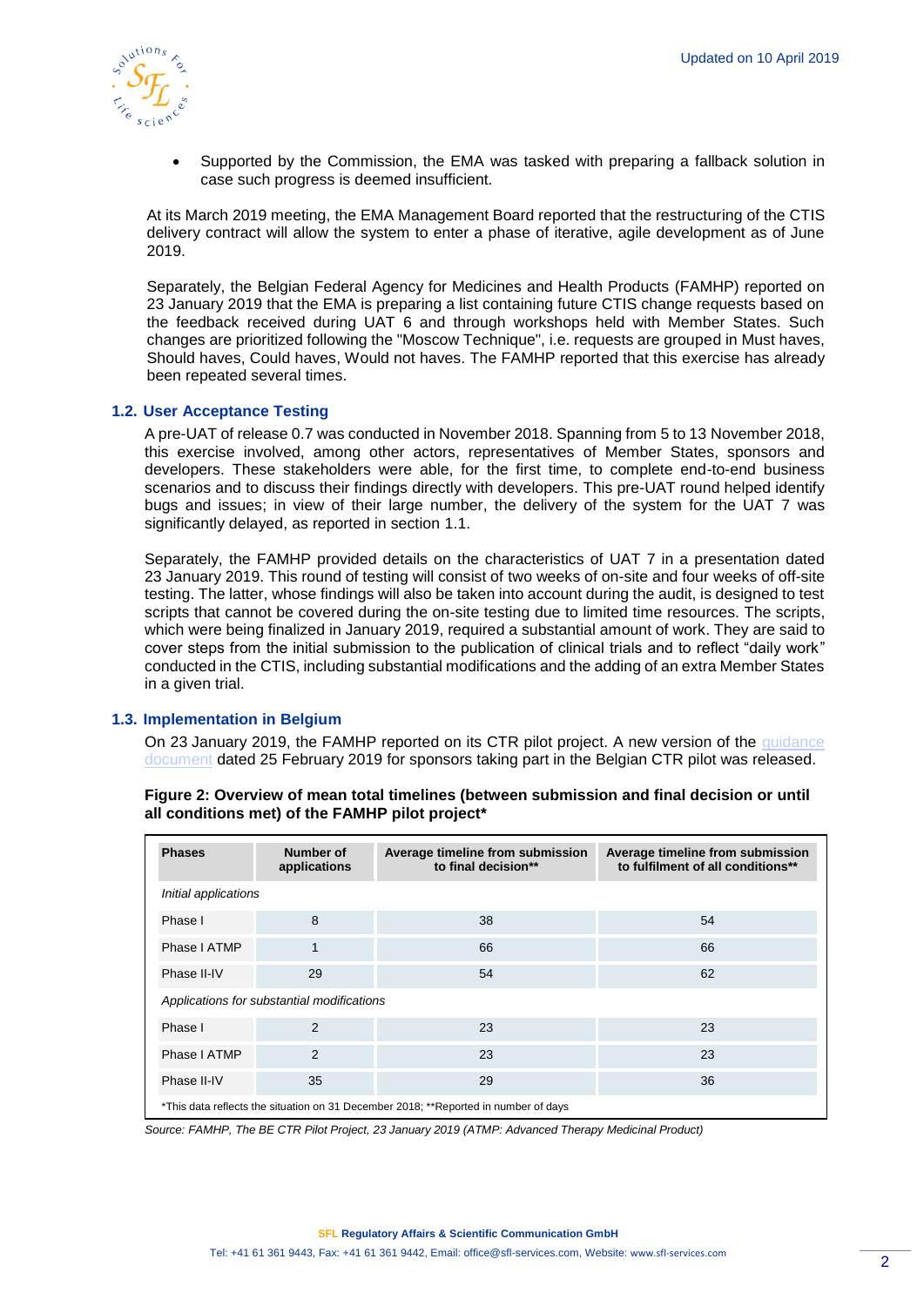- Supported by the Commission, the EMA was tasked with preparing a fallback solution in case such progress is deemed insufficient.

At its March 2019 meeting, the EMA Management Board reported that the restructuring of the CTIS delivery contract will allow the system to enter a phase of iterative, agile development as of June 2019.

Separately, the Belgian Federal Agency for Medicines and Health Products (FAMHP) reported on 23 January 2019 that the EMA is preparing a list containing future CTIS change requests based on the feedback received during UAT 6 and through workshops held with Member States. Such changes are prioritized following the "Moscow Technique", i.e. requests are grouped in Must haves, Should haves, Could haves, Would not haves. The FAMHP reported that this exercise has already been repeated several times.

### 1.2. User Acceptance Testing

A pre-UAT of release 0.7 was conducted in November 2018. Spanning from 5 to 13 November 2018, this exercise involved, among other actors, representatives of Member States, sponsors and developers. These stakeholders were able, for the first time, to complete end-to-end business scenarios and to discuss their findings directly with developers. This pre-UAT round helped identify bugs and issues; in view of their large number, the delivery of the system for the UAT 7 was significantly delayed, as reported in section 1.1.

Separately, the FAMHP provided details on the characteristics of UAT 7 in a presentation dated 23 January 2019. This round of testing will consist of two weeks of on-site and four weeks of off-site testing. The latter, whose findings will also be taken into account during the audit, is designed to test scripts that cannot be covered during the on-site testing due to limited time resources. The scripts, which were being finalized in January 2019, required a substantial amount of work. They are said to cover steps from the initial submission to the publication of clinical trials and to reflect “daily work” conducted in the CTIS, including substantial modifications and the adding of an extra Member States in a given trial.

### 1.3. Implementation in Belgium

On 23 January 2019, the FAMHP reported on its CTR pilot project. A new version of the guidance document dated 25 February 2019 for sponsors taking part in the Belgian CTR pilot was released.

**Figure 2: Overview of mean total timelines (between submission and final decision or until all conditions met) of the FAMHP pilot project***

| Phases | Number of applications | Average timeline from submission to final decision** | Average timeline from submission to fulfilment of all conditions** |
|---|---|---|---|
| *Initial applications* | | | |
| Phase I | 8 | 38 | 54 |
| Phase I ATMP | 1 | 66 | 66 |
| Phase II-IV | 29 | 54 | 62 |
| *Applications for substantial modifications* | | | |
| Phase I | 2 | 23 | 23 |
| Phase I ATMP | 2 | 23 | 23 |
| Phase II-IV | 35 | 29 | 36 |

*This data reflects the situation on 31 December 2018; **Reported in number of days

*Source: FAMHP, The BE CTR Pilot Project, 23 January 2019 (ATMP: Advanced Therapy Medicinal Product)*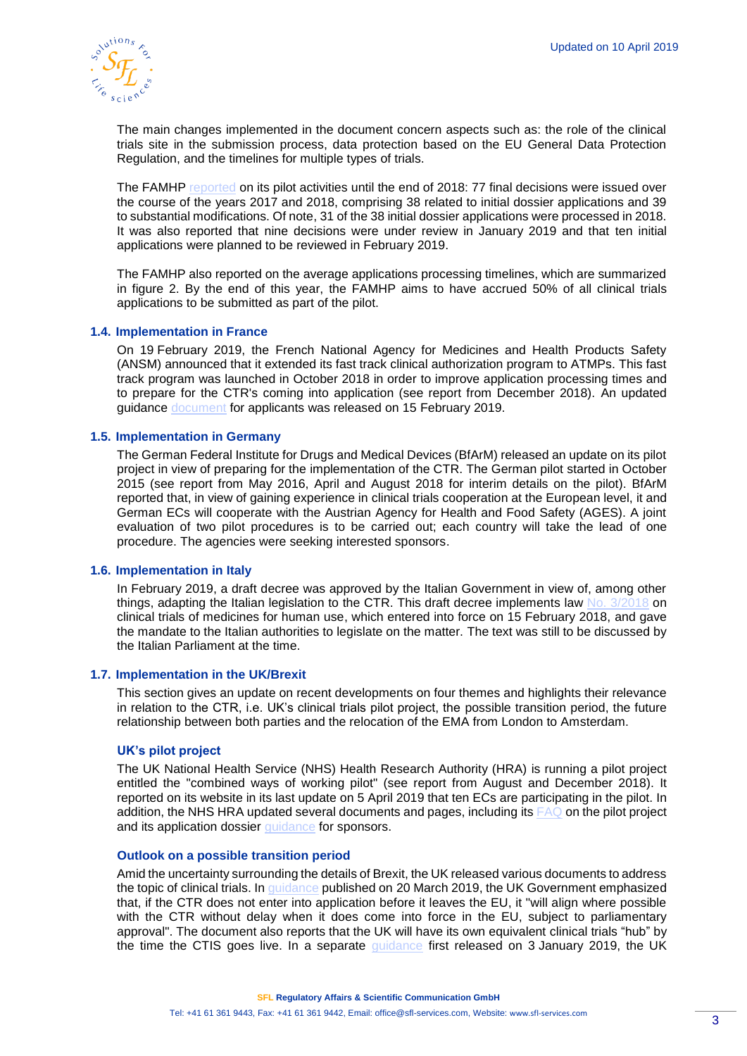The main changes implemented in the document concern aspects such as: the role of the clinical trials site in the submission process, data protection based on the EU General Data Protection Regulation, and the timelines for multiple types of trials.

The FAMHP reported on its pilot activities until the end of 2018: 77 final decisions were issued over the course of the years 2017 and 2018, comprising 38 related to initial dossier applications and 39 to substantial modifications. Of note, 31 of the 38 initial dossier applications were processed in 2018. It was also reported that nine decisions were under review in January 2019 and that ten initial applications were planned to be reviewed in February 2019.

The FAMHP also reported on the average applications processing timelines, which are summarized in figure 2. By the end of this year, the FAMHP aims to have accrued 50% of all clinical trials applications to be submitted as part of the pilot.

### 1.4. Implementation in France

On 19 February 2019, the French National Agency for Medicines and Health Products Safety (ANSM) announced that it extended its fast track clinical authorization program to ATMPs. This fast track program was launched in October 2018 in order to improve application processing times and to prepare for the CTR's coming into application (see report from December 2018). An updated guidance document for applicants was released on 15 February 2019.

### 1.5. Implementation in Germany

The German Federal Institute for Drugs and Medical Devices (BfArM) released an update on its pilot project in view of preparing for the implementation of the CTR. The German pilot started in October 2015 (see report from May 2016, April and August 2018 for interim details on the pilot). BfArM reported that, in view of gaining experience in clinical trials cooperation at the European level, it and German ECs will cooperate with the Austrian Agency for Health and Food Safety (AGES). A joint evaluation of two pilot procedures is to be carried out; each country will take the lead of one procedure. The agencies were seeking interested sponsors.

### 1.6. Implementation in Italy

In February 2019, a draft decree was approved by the Italian Government in view of, among other things, adapting the Italian legislation to the CTR. This draft decree implements law No. 3/2018 on clinical trials of medicines for human use, which entered into force on 15 February 2018, and gave the mandate to the Italian authorities to legislate on the matter. The text was still to be discussed by the Italian Parliament at the time.

### 1.7. Implementation in the UK/Brexit

This section gives an update on recent developments on four themes and highlights their relevance in relation to the CTR, i.e. UK's clinical trials pilot project, the possible transition period, the future relationship between both parties and the relocation of the EMA from London to Amsterdam.

#### UK's pilot project

The UK National Health Service (NHS) Health Research Authority (HRA) is running a pilot project entitled the "combined ways of working pilot" (see report from August and December 2018). It reported on its website in its last update on 5 April 2019 that ten ECs are participating in the pilot. In addition, the NHS HRA updated several documents and pages, including its FAQ on the pilot project and its application dossier guidance for sponsors.

#### Outlook on a possible transition period

Amid the uncertainty surrounding the details of Brexit, the UK released various documents to address the topic of clinical trials. In guidance published on 20 March 2019, the UK Government emphasized that, if the CTR does not enter into application before it leaves the EU, it "will align where possible with the CTR without delay when it does come into force in the EU, subject to parliamentary approval". The document also reports that the UK will have its own equivalent clinical trials "hub" by the time the CTIS goes live. In a separate guidance first released on 3 January 2019, the UK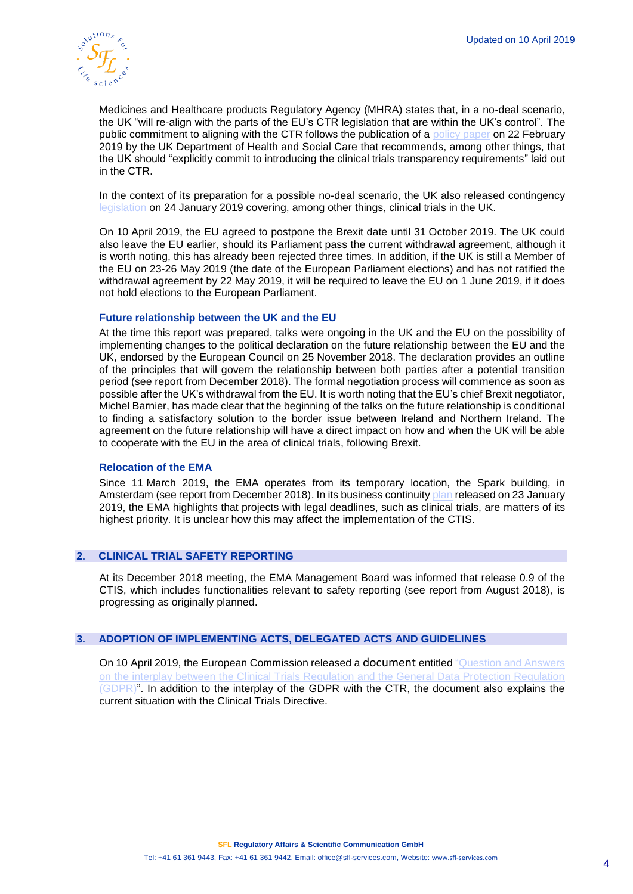Medicines and Healthcare products Regulatory Agency (MHRA) states that, in a no-deal scenario, the UK "will re-align with the parts of the EU's CTR legislation that are within the UK's control". The public commitment to aligning with the CTR follows the publication of a policy paper on 22 February 2019 by the UK Department of Health and Social Care that recommends, among other things, that the UK should "explicitly commit to introducing the clinical trials transparency requirements" laid out in the CTR.

In the context of its preparation for a possible no-deal scenario, the UK also released contingency legislation on 24 January 2019 covering, among other things, clinical trials in the UK.

On 10 April 2019, the EU agreed to postpone the Brexit date until 31 October 2019. The UK could also leave the EU earlier, should its Parliament pass the current withdrawal agreement, although it is worth noting, this has already been rejected three times. In addition, if the UK is still a Member of the EU on 23-26 May 2019 (the date of the European Parliament elections) and has not ratified the withdrawal agreement by 22 May 2019, it will be required to leave the EU on 1 June 2019, if it does not hold elections to the European Parliament.

### Future relationship between the UK and the EU

At the time this report was prepared, talks were ongoing in the UK and the EU on the possibility of implementing changes to the political declaration on the future relationship between the EU and the UK, endorsed by the European Council on 25 November 2018. The declaration provides an outline of the principles that will govern the relationship between both parties after a potential transition period (see report from December 2018). The formal negotiation process will commence as soon as possible after the UK's withdrawal from the EU. It is worth noting that the EU's chief Brexit negotiator, Michel Barnier, has made clear that the beginning of the talks on the future relationship is conditional to finding a satisfactory solution to the border issue between Ireland and Northern Ireland. The agreement on the future relationship will have a direct impact on how and when the UK will be able to cooperate with the EU in the area of clinical trials, following Brexit.

### Relocation of the EMA

Since 11 March 2019, the EMA operates from its temporary location, the Spark building, in Amsterdam (see report from December 2018). In its business continuity plan released on 23 January 2019, the EMA highlights that projects with legal deadlines, such as clinical trials, are matters of its highest priority. It is unclear how this may affect the implementation of the CTIS.

## 2. CLINICAL TRIAL SAFETY REPORTING

At its December 2018 meeting, the EMA Management Board was informed that release 0.9 of the CTIS, which includes functionalities relevant to safety reporting (see report from August 2018), is progressing as originally planned.

## 3. ADOPTION OF IMPLEMENTING ACTS, DELEGATED ACTS AND GUIDELINES

On 10 April 2019, the European Commission released a document entitled "Question and Answers on the interplay between the Clinical Trials Regulation and the General Data Protection Regulation (GDPR)". In addition to the interplay of the GDPR with the CTR, the document also explains the current situation with the Clinical Trials Directive.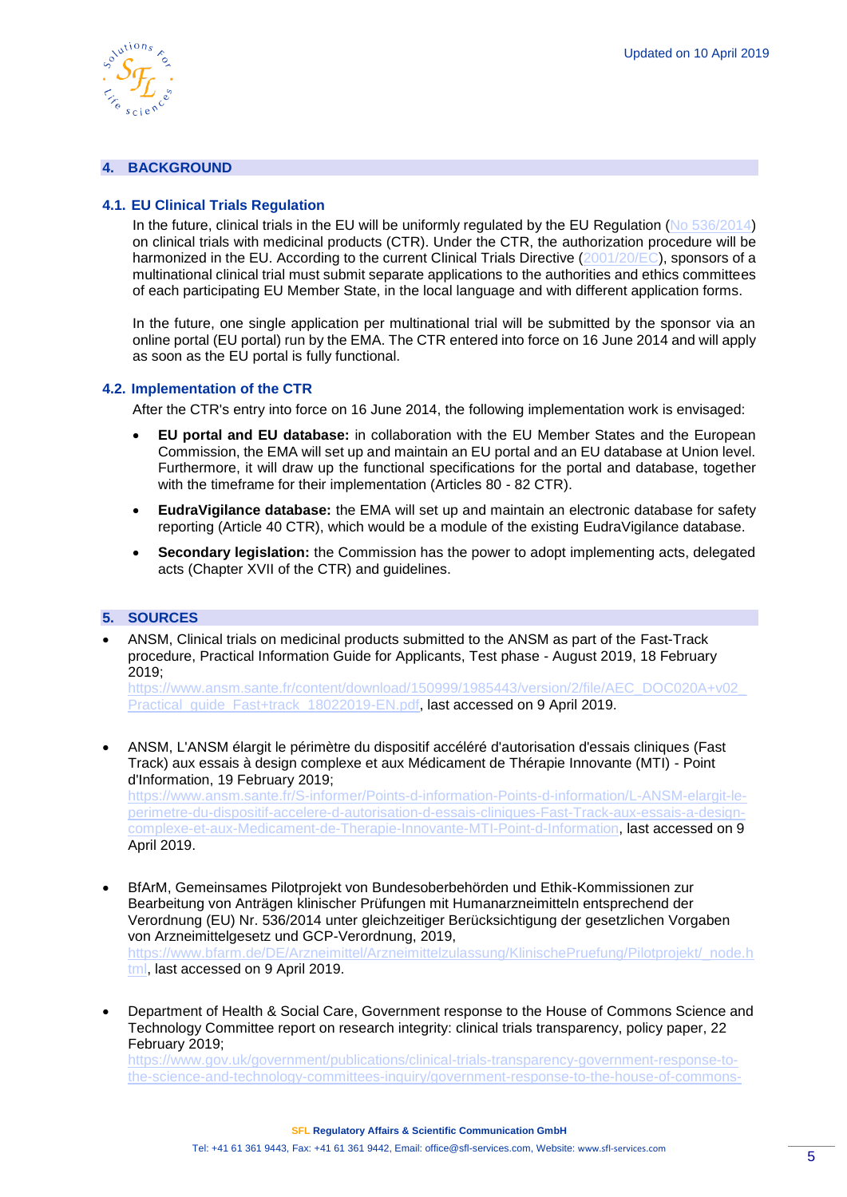## 4. BACKGROUND

### 4.1. EU Clinical Trials Regulation

In the future, clinical trials in the EU will be uniformly regulated by the EU Regulation (No 536/2014) on clinical trials with medicinal products (CTR). Under the CTR, the authorization procedure will be harmonized in the EU. According to the current Clinical Trials Directive (2001/20/EC), sponsors of a multinational clinical trial must submit separate applications to the authorities and ethics committees of each participating EU Member State, in the local language and with different application forms.

In the future, one single application per multinational trial will be submitted by the sponsor via an online portal (EU portal) run by the EMA. The CTR entered into force on 16 June 2014 and will apply as soon as the EU portal is fully functional.

### 4.2. Implementation of the CTR

After the CTR's entry into force on 16 June 2014, the following implementation work is envisaged:

- **EU portal and EU database:** in collaboration with the EU Member States and the European Commission, the EMA will set up and maintain an EU portal and an EU database at Union level. Furthermore, it will draw up the functional specifications for the portal and database, together with the timeframe for their implementation (Articles 80 - 82 CTR).
- **EudraVigilance database:** the EMA will set up and maintain an electronic database for safety reporting (Article 40 CTR), which would be a module of the existing EudraVigilance database.
- **Secondary legislation:** the Commission has the power to adopt implementing acts, delegated acts (Chapter XVII of the CTR) and guidelines.

## 5. SOURCES

- ANSM, Clinical trials on medicinal products submitted to the ANSM as part of the Fast-Track procedure, Practical Information Guide for Applicants, Test phase - August 2019, 18 February 2019;
  https://www.ansm.sante.fr/content/download/150999/1985443/version/2/file/AEC_DOC020A+v02_Practical_guide_Fast+track_18022019-EN.pdf, last accessed on 9 April 2019.

- ANSM, L'ANSM élargit le périmètre du dispositif accéléré d'autorisation d'essais cliniques (Fast Track) aux essais à design complexe et aux Médicament de Thérapie Innovante (MTI) - Point d'Information, 19 February 2019;
  https://www.ansm.sante.fr/S-informer/Points-d-information-Points-d-information/L-ANSM-elargit-le-perimetre-du-dispositif-accelere-d-autorisation-d-essais-cliniques-Fast-Track-aux-essais-a-design-complexe-et-aux-Medicament-de-Therapie-Innovante-MTI-Point-d-Information, last accessed on 9 April 2019.

- BfArM, Gemeinsames Pilotprojekt von Bundesoberbehörden und Ethik-Kommissionen zur Bearbeitung von Anträgen klinischer Prüfungen mit Humanarzneimitteln entsprechend der Verordnung (EU) Nr. 536/2014 unter gleichzeitiger Berücksichtigung der gesetzlichen Vorgaben von Arzneimittelgesetz und GCP-Verordnung, 2019,
  https://www.bfarm.de/DE/Arzneimittel/Arzneimittelzulassung/KlinischePruefung/Pilotprojekt/_node.html, last accessed on 9 April 2019.

- Department of Health & Social Care, Government response to the House of Commons Science and Technology Committee report on research integrity: clinical trials transparency, policy paper, 22 February 2019;
  https://www.gov.uk/government/publications/clinical-trials-transparency-government-response-to-the-science-and-technology-committees-inquiry/government-response-to-the-house-of-commons-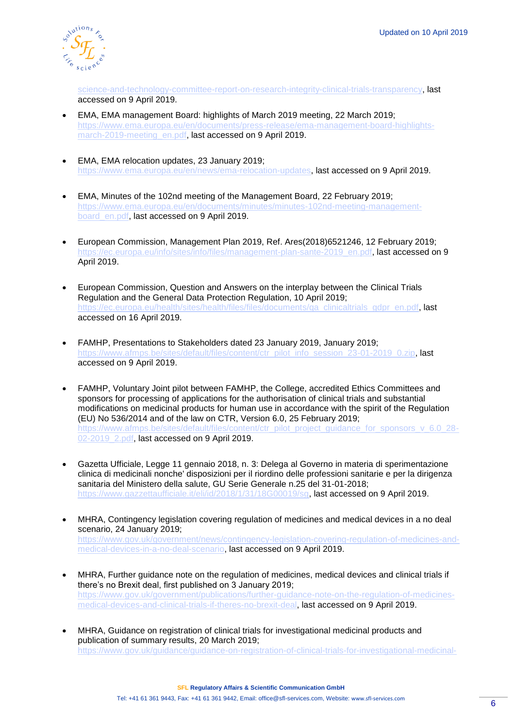science-and-technology-committee-report-on-research-integrity-clinical-trials-transparency, last accessed on 9 April 2019.

- EMA, EMA management Board: highlights of March 2019 meeting, 22 March 2019; https://www.ema.europa.eu/en/documents/press-release/ema-management-board-highlights-march-2019-meeting_en.pdf, last accessed on 9 April 2019.

- EMA, EMA relocation updates, 23 January 2019; https://www.ema.europa.eu/en/news/ema-relocation-updates, last accessed on 9 April 2019.

- EMA, Minutes of the 102nd meeting of the Management Board, 22 February 2019; https://www.ema.europa.eu/en/documents/minutes/minutes-102nd-meeting-management-board_en.pdf, last accessed on 9 April 2019.

- European Commission, Management Plan 2019, Ref. Ares(2018)6521246, 12 February 2019; https://ec.europa.eu/info/sites/info/files/management-plan-sante-2019_en.pdf, last accessed on 9 April 2019.

- European Commission, Question and Answers on the interplay between the Clinical Trials Regulation and the General Data Protection Regulation, 10 April 2019; https://ec.europa.eu/health/sites/health/files/files/documents/qa_clinicaltrials_gdpr_en.pdf, last accessed on 16 April 2019.

- FAMHP, Presentations to Stakeholders dated 23 January 2019, January 2019; https://www.afmps.be/sites/default/files/content/ctr_pilot_info_session_23-01-2019_0.zip, last accessed on 9 April 2019.

- FAMHP, Voluntary Joint pilot between FAMHP, the College, accredited Ethics Committees and sponsors for processing of applications for the authorisation of clinical trials and substantial modifications on medicinal products for human use in accordance with the spirit of the Regulation (EU) No 536/2014 and of the law on CTR, Version 6.0, 25 February 2019; https://www.afmps.be/sites/default/files/content/ctr_pilot_project_guidance_for_sponsors_v_6.0_28-02-2019_2.pdf, last accessed on 9 April 2019.

- Gazetta Ufficiale, Legge 11 gennaio 2018, n. 3: Delega al Governo in materia di sperimentazione clinica di medicinali nonche' disposizioni per il riordino delle professioni sanitarie e per la dirigenza sanitaria del Ministero della salute, GU Serie Generale n.25 del 31-01-2018; https://www.gazzettaufficiale.it/eli/id/2018/1/31/18G00019/sg, last accessed on 9 April 2019.

- MHRA, Contingency legislation covering regulation of medicines and medical devices in a no deal scenario, 24 January 2019; https://www.gov.uk/government/news/contingency-legislation-covering-regulation-of-medicines-and-medical-devices-in-a-no-deal-scenario, last accessed on 9 April 2019.

- MHRA, Further guidance note on the regulation of medicines, medical devices and clinical trials if there's no Brexit deal, first published on 3 January 2019; https://www.gov.uk/government/publications/further-guidance-note-on-the-regulation-of-medicines-medical-devices-and-clinical-trials-if-theres-no-brexit-deal, last accessed on 9 April 2019.

- MHRA, Guidance on registration of clinical trials for investigational medicinal products and publication of summary results, 20 March 2019; https://www.gov.uk/guidance/guidance-on-registration-of-clinical-trials-for-investigational-medicinal-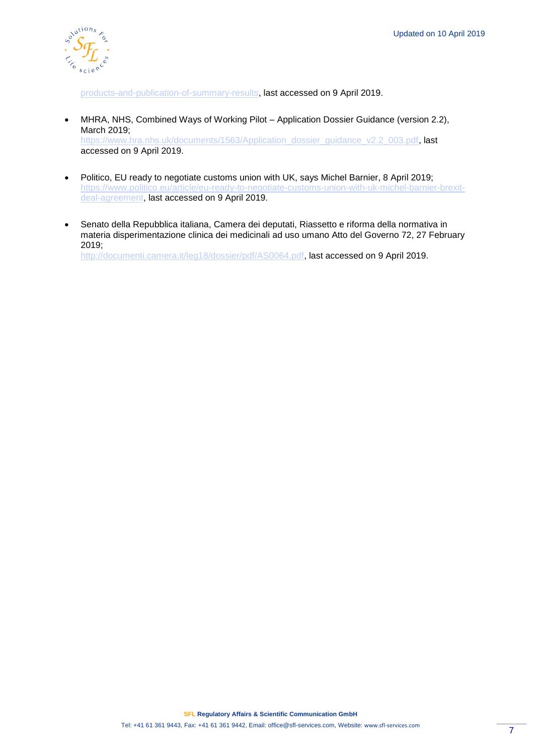products-and-publication-of-summary-results, last accessed on 9 April 2019.

- MHRA, NHS, Combined Ways of Working Pilot – Application Dossier Guidance (version 2.2), March 2019; https://www.hra.nhs.uk/documents/1563/Application_dossier_guidance_v2.2_003.pdf, last accessed on 9 April 2019.

- Politico, EU ready to negotiate customs union with UK, says Michel Barnier, 8 April 2019; https://www.politico.eu/article/eu-ready-to-negotiate-customs-union-with-uk-michel-barnier-brexit-deal-agreement, last accessed on 9 April 2019.

- Senato della Repubblica italiana, Camera dei deputati, Riassetto e riforma della normativa in materia disperimentazione clinica dei medicinali ad uso umano Atto del Governo 72, 27 February 2019; http://documenti.camera.it/leg18/dossier/pdf/AS0064.pdf, last accessed on 9 April 2019.